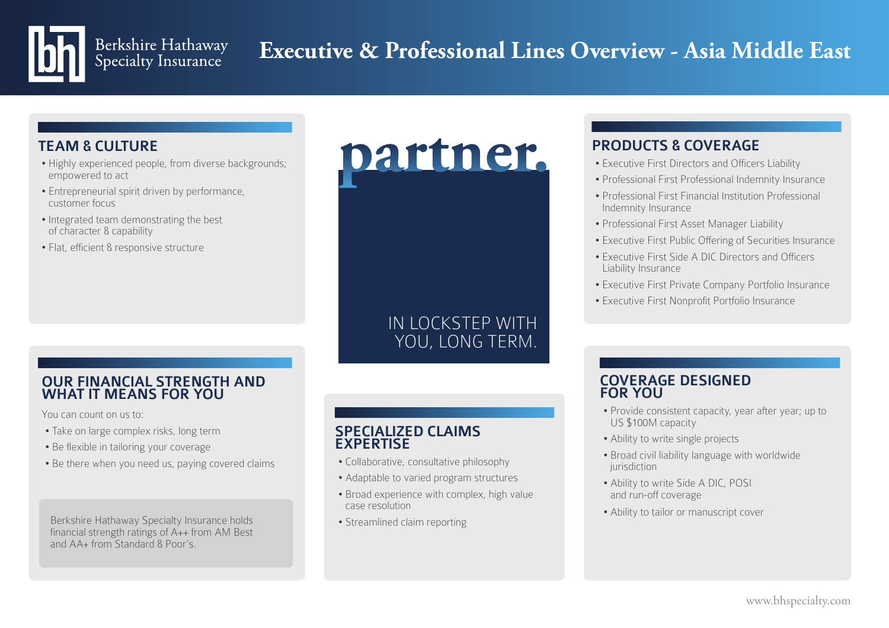Berkshire Hathaway Specialty Insurance

# Executive & Professional Lines Overview - Asia Middle East

## TEAM & CULTURE

- Highly experienced people, from diverse backgrounds; empowered to act
- Entrepreneurial spirit driven by performance, customer focus
- Integrated team demonstrating the best of character & capability
- Flat, efficient & responsive structure

## OUR FINANCIAL STRENGTH AND WHAT IT MEANS FOR YOU

You can count on us to:

- Take on large complex risks, long term
- Be flexible in tailoring your coverage
- Be there when you need us, paying covered claims

Berkshire Hathaway Specialty Insurance holds financial strength ratings of A++ from AM Best and AA+ from Standard & Poor's.

**partner.**

IN LOCKSTEP WITH YOU, LONG TERM.

## SPECIALIZED CLAIMS EXPERTISE

- Collaborative, consultative philosophy
- Adaptable to varied program structures
- Broad experience with complex, high value case resolution
- Streamlined claim reporting

## PRODUCTS & COVERAGE

- Executive First Directors and Officers Liability
- Professional First Professional Indemnity Insurance
- Professional First Financial Institution Professional Indemnity Insurance
- Professional First Asset Manager Liability
- Executive First Public Offering of Securities Insurance
- Executive First Side A DIC Directors and Officers Liability Insurance
- Executive First Private Company Portfolio Insurance
- Executive First Nonprofit Portfolio Insurance

## COVERAGE DESIGNED FOR YOU

- Provide consistent capacity, year after year; up to US $100M capacity
- Ability to write single projects
- Broad civil liability language with worldwide jurisdiction
- Ability to write Side A DIC, POSI and run-off coverage
- Ability to tailor or manuscript cover

www.bhspecialty.com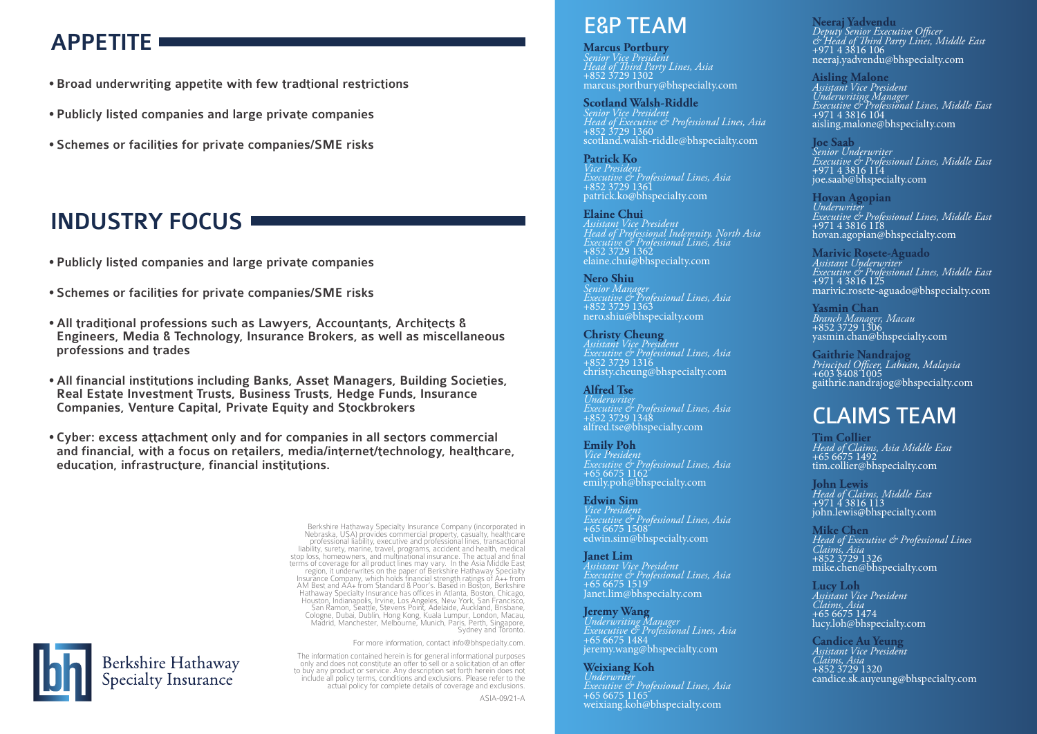## APPETITE

- Broad underwriting appetite with few tradtional restrictions
- Publicly listed companies and large private companies
- Schemes or facilities for private companies/SME risks

## INDUSTRY FOCUS

- Publicly listed companies and large private companies
- Schemes or facilities for private companies/SME risks
- All traditional professions such as Lawyers, Accountants, Architects & Engineers, Media & Technology, Insurance Brokers, as well as miscellaneous professions and trades
- All financial institutions including Banks, Asset Managers, Building Societies, Real Estate Investment Trusts, Business Trusts, Hedge Funds, Insurance Companies, Venture Capital, Private Equity and Stockbrokers
- Cyber: excess attachment only and for companies in all sectors commercial and financial, with a focus on retailers, media/internet/technology, healthcare, education, infrastructure, financial institutions.

Berkshire Hathaway Specialty Insurance Company (incorporated in Nebraska, USA) provides commercial property, casualty, healthcare professional liability, executive and professional lines, transactional liability, surety, marine, travel, programs, accident and health, medical stop loss, homeowners, and multinational insurance. The actual and final terms of coverage for all product lines may vary. In the Asia Middle East region, it underwrites on the paper of Berkshire Hathaway Specialty Insurance Company, which holds financial strength ratings of A++ from AM Best and AA+ from Standard & Poor's. Based in Boston, Berkshire Hathaway Specialty Insurance has offices in Atlanta, Boston, Chicago, Houston, Indianapolis, Irvine, Los Angeles, New York, San Francisco, San Ramon, Seattle, Stevens Point, Adelaide, Auckland, Brisbane, Cologne, Dubai, Dublin, Hong Kong, Kuala Lumpur, London, Macau, Madrid, Manchester, Melbourne, Munich, Paris, Perth, Singapore, Sydney and Toronto.

For more information, contact info@bhspecialty.com.

The information contained herein is for general informational purposes only and does not constitute an offer to sell or a solicitation of an offer to buy any product or service. Any description set forth herein does not include all policy terms, conditions and exclusions. Please refer to the actual policy for complete details of coverage and exclusions.

ASIA-09/21-A

Berkshire Hathaway Specialty Insurance

## E&P TEAM

**Marcus Portbury**
*Senior Vice President*
*Head of Third Party Lines, Asia*
+852 3729 1302
marcus.portbury@bhspecialty.com

**Scotland Walsh-Riddle**
*Senior Vice President*
*Head of Executive & Professional Lines, Asia*
+852 3729 1360
scotland.walsh-riddle@bhspecialty.com

**Patrick Ko**
*Vice President*
*Executive & Professional Lines, Asia*
+852 3729 1361
patrick.ko@bhspecialty.com

**Elaine Chui**
*Assistant Vice President*
*Head of Professional Indemnity, North Asia*
*Executive & Professional Lines, Asia*
+852 3729 1362
elaine.chui@bhspecialty.com

**Nero Shiu**
*Senior Manager*
*Executive & Professional Lines, Asia*
+852 3729 1363
nero.shiu@bhspecialty.com

**Christy Cheung**
*Assistant Vice President*
*Executive & Professional Lines, Asia*
+852 3729 1316
christy.cheung@bhspecialty.com

**Alfred Tse**
*Underwriter*
*Executive & Professional Lines, Asia*
+852 3729 1348
alfred.tse@bhspecialty.com

**Emily Poh**
*Vice President*
*Executive & Professional Lines, Asia*
+65 6675 1162
emily.poh@bhspecialty.com

**Edwin Sim**
*Vice President*
*Executive & Professional Lines, Asia*
+65 6675 1508
edwin.sim@bhspecialty.com

**Janet Lim**
*Assistant Vice President*
*Executive & Professional Lines, Asia*
+65 6675 1519
Janet.lim@bhspecialty.com

**Jeremy Wang**
*Underwriting Manager*
*Exeucutive & Professional Lines, Asia*
+65 6675 1484
jeremy.wang@bhspecialty.com

**Weixiang Koh**
*Underwriter*
*Executive & Professional Lines, Asia*
+65 6675 1165
weixiang.koh@bhspecialty.com

**Neeraj Yadvendu**
*Deputy Senior Executive Officer*
*& Head of Third Party Lines, Middle East*
+971 4 3816 106
neeraj.yadvendu@bhspecialty.com

**Aisling Malone**
*Assistant Vice President*
*Underwriting Manager*
*Executive & Professional Lines, Middle East*
+971 4 3816 104
aisling.malone@bhspecialty.com

**Joe Saab**
*Senior Underwriter*
*Executive & Professional Lines, Middle East*
+971 4 3816 114
joe.saab@bhspecialty.com

**Hovan Agopian**
*Underwriter*
*Executive & Professional Lines, Middle East*
+971 4 3816 118
hovan.agopian@bhspecialty.com

**Marivic Rosete-Aguado**
*Assistant Underwriter*
*Executive & Professional Lines, Middle East*
+971 4 3816 125
marivic.rosete-aguado@bhspecialty.com

**Yasmin Chan**
*Branch Manager, Macau*
+852 3729 1306
yasmin.chan@bhspecialty.com

**Gaithrie Nandrajog**
*Principal Officer, Labuan, Malaysia*
+603 8408 1005
gaithrie.nandrajog@bhspecialty.com

## CLAIMS TEAM

**Tim Collier**
*Head of Claims, Asia Middle East*
+65 6675 1492
tim.collier@bhspecialty.com

**John Lewis**
*Head of Claims, Middle East*
+971 4 3816 113
john.lewis@bhspecialty.com

**Mike Chen**
*Head of Executive & Professional Lines*
*Claims, Asia*
+852 3729 1326
mike.chen@bhspecialty.com

**Lucy Loh**
*Assistant Vice President*
*Claims, Asia*
+65 6675 1474
lucy.loh@bhspecialty.com

**Candice Au Yeung**
*Assistant Vice President*
*Claims, Asia*
+852 3729 1320
candice.sk.auyeung@bhspecialty.com